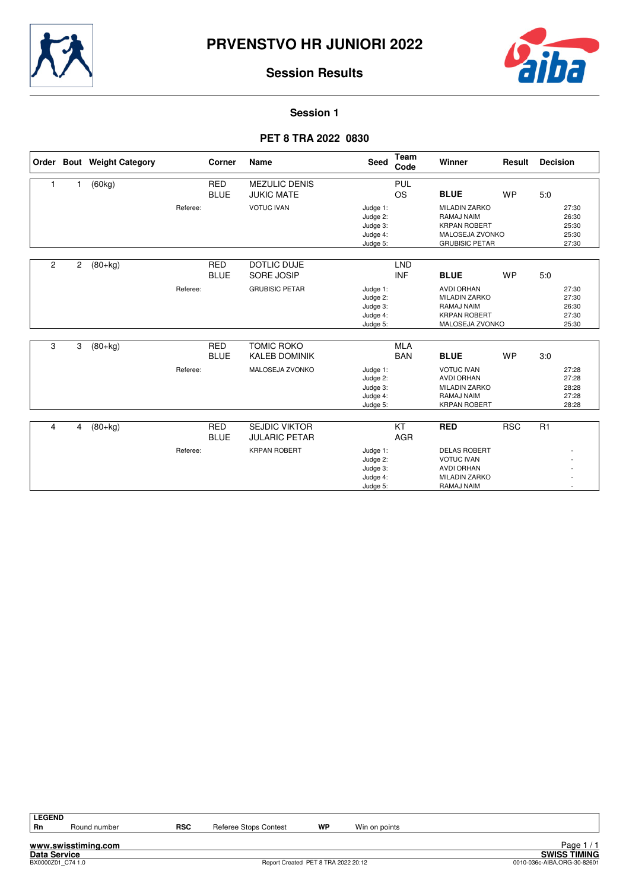# PRVENSTVO HR JUNIORI 2022

## Session Results

### Session 1

### PET 8 TRA 2022 0830

| Order | Bout | Weight Category | Corner | Name | Seed | Team Code | Winner | Result | Decision |
|---|---|---|---|---|---|---|---|---|---|
| 1 | 1 | (60kg) | RED | MEZULIC DENIS | | PUL | | | |
| | | | BLUE | JUKIC MATE | | OS | **BLUE** | WP | 5:0 |
| | | Referee: | | VOTUC IVAN | Judge 1: | | MILADIN ZARKO | | 27:30 |
| | | | | | Judge 2: | | RAMAJ NAIM | | 26:30 |
| | | | | | Judge 3: | | KRPAN ROBERT | | 25:30 |
| | | | | | Judge 4: | | MALOSEJA ZVONKO | | 25:30 |
| | | | | | Judge 5: | | GRUBISIC PETAR | | 27:30 |
| 2 | 2 | (80+kg) | RED | DOTLIC DUJE | | LND | | | |
| | | | BLUE | SORE JOSIP | | INF | **BLUE** | WP | 5:0 |
| | | Referee: | | GRUBISIC PETAR | Judge 1: | | AVDI ORHAN | | 27:30 |
| | | | | | Judge 2: | | MILADIN ZARKO | | 27:30 |
| | | | | | Judge 3: | | RAMAJ NAIM | | 26:30 |
| | | | | | Judge 4: | | KRPAN ROBERT | | 27:30 |
| | | | | | Judge 5: | | MALOSEJA ZVONKO | | 25:30 |
| 3 | 3 | (80+kg) | RED | TOMIC ROKO | | MLA | | | |
| | | | BLUE | KALEB DOMINIK | | BAN | **BLUE** | WP | 3:0 |
| | | Referee: | | MALOSEJA ZVONKO | Judge 1: | | VOTUC IVAN | | 27:28 |
| | | | | | Judge 2: | | AVDI ORHAN | | 27:28 |
| | | | | | Judge 3: | | MILADIN ZARKO | | 28:28 |
| | | | | | Judge 4: | | RAMAJ NAIM | | 27:28 |
| | | | | | Judge 5: | | KRPAN ROBERT | | 28:28 |
| 4 | 4 | (80+kg) | RED | SEJDIC VIKTOR | | KT | **RED** | RSC | R1 |
| | | | BLUE | JULARIC PETAR | | AGR | | | |
| | | Referee: | | KRPAN ROBERT | Judge 1: | | DELAS ROBERT | | - |
| | | | | | Judge 2: | | VOTUC IVAN | | - |
| | | | | | Judge 3: | | AVDI ORHAN | | - |
| | | | | | Judge 4: | | MILADIN ZARKO | | - |
| | | | | | Judge 5: | | RAMAJ NAIM | | - |

**LEGEND**

| | | | | | |
|---|---|---|---|---|---|
| **Rn** | Round number | **RSC** | Referee Stops Contest | **WP** | Win on points |

**www.swisstiming.com**
**Data Service** **SWISS TIMING**
BX0000Z01_C74 1.0 Report Created PET 8 TRA 2022 20:12 0010-036c-AIBA.ORG-30-82601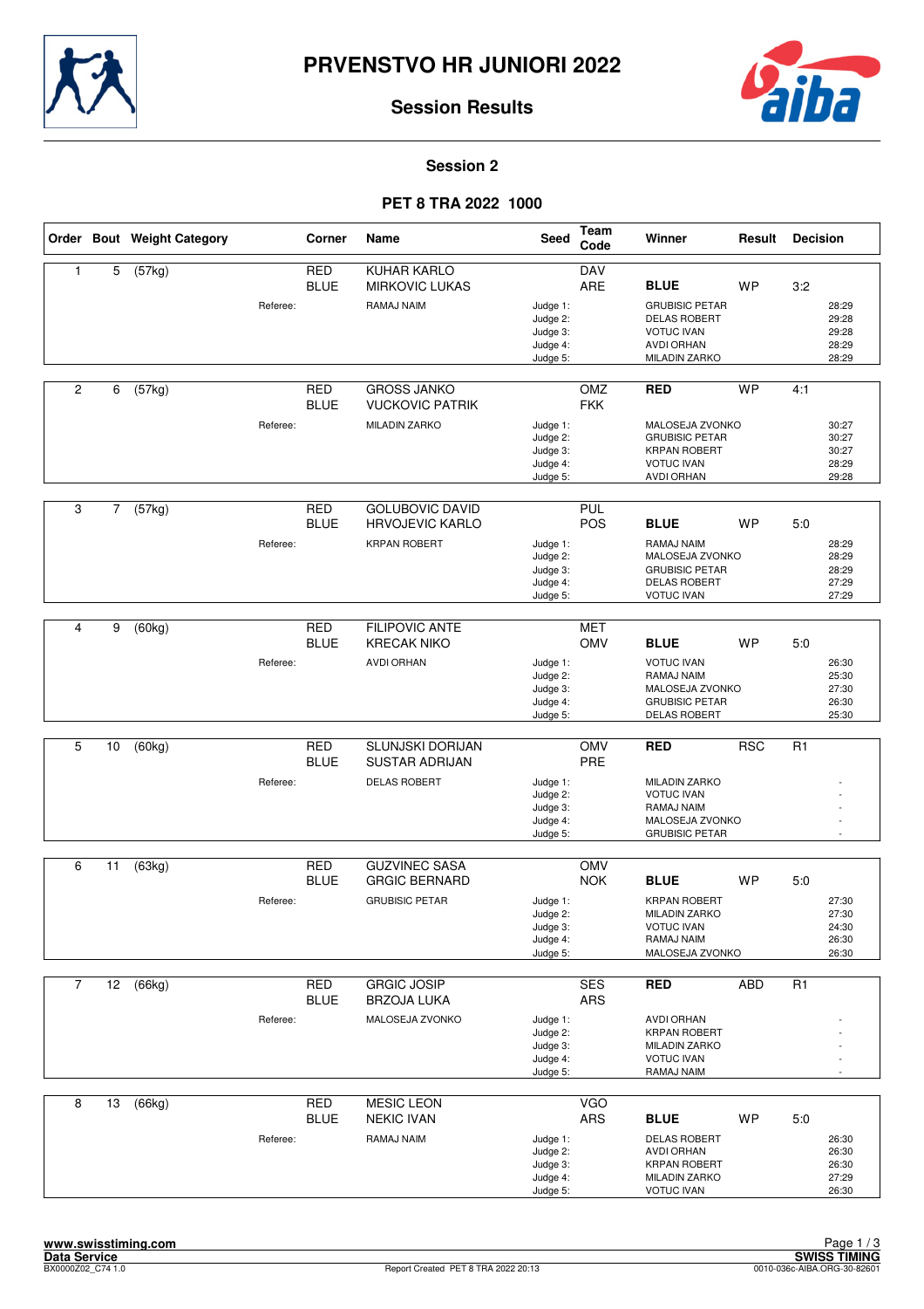# PRVENSTVO HR JUNIORI 2022

## Session Results

### Session 2

### PET 8 TRA 2022 1000

| Order | Bout | Weight Category | Corner | Name | Seed | Team Code | Winner | Result | Decision |
|---|---|---|---|---|---|---|---|---|---|
| 1 | 5 | (57kg) | RED | KUHAR KARLO | | DAV | | | |
| | | | BLUE | MIRKOVIC LUKAS | | ARE | **BLUE** | WP | 3:2 |
| | | Referee: | | RAMAJ NAIM | Judge 1: | | GRUBISIC PETAR | | 28:29 |
| | | | | | Judge 2: | | DELAS ROBERT | | 29:28 |
| | | | | | Judge 3: | | VOTUC IVAN | | 29:28 |
| | | | | | Judge 4: | | AVDI ORHAN | | 28:29 |
| | | | | | Judge 5: | | MILADIN ZARKO | | 28:29 |
| 2 | 6 | (57kg) | RED | GROSS JANKO | | OMZ | **RED** | WP | 4:1 |
| | | | BLUE | VUCKOVIC PATRIK | | FKK | | | |
| | | Referee: | | MILADIN ZARKO | Judge 1: | | MALOSEJA ZVONKO | | 30:27 |
| | | | | | Judge 2: | | GRUBISIC PETAR | | 30:27 |
| | | | | | Judge 3: | | KRPAN ROBERT | | 30:27 |
| | | | | | Judge 4: | | VOTUC IVAN | | 28:29 |
| | | | | | Judge 5: | | AVDI ORHAN | | 29:28 |
| 3 | 7 | (57kg) | RED | GOLUBOVIC DAVID | | PUL | | | |
| | | | BLUE | HRVOJEVIC KARLO | | POS | **BLUE** | WP | 5:0 |
| | | Referee: | | KRPAN ROBERT | Judge 1: | | RAMAJ NAIM | | 28:29 |
| | | | | | Judge 2: | | MALOSEJA ZVONKO | | 28:29 |
| | | | | | Judge 3: | | GRUBISIC PETAR | | 28:29 |
| | | | | | Judge 4: | | DELAS ROBERT | | 27:29 |
| | | | | | Judge 5: | | VOTUC IVAN | | 27:29 |
| 4 | 9 | (60kg) | RED | FILIPOVIC ANTE | | MET | | | |
| | | | BLUE | KRECAK NIKO | | OMV | **BLUE** | WP | 5:0 |
| | | Referee: | | AVDI ORHAN | Judge 1: | | VOTUC IVAN | | 26:30 |
| | | | | | Judge 2: | | RAMAJ NAIM | | 25:30 |
| | | | | | Judge 3: | | MALOSEJA ZVONKO | | 27:30 |
| | | | | | Judge 4: | | GRUBISIC PETAR | | 26:30 |
| | | | | | Judge 5: | | DELAS ROBERT | | 25:30 |
| 5 | 10 | (60kg) | RED | SLUNJSKI DORIJAN | | OMV | **RED** | RSC | R1 |
| | | | BLUE | SUSTAR ADRIJAN | | PRE | | | |
| | | Referee: | | DELAS ROBERT | Judge 1: | | MILADIN ZARKO | | - |
| | | | | | Judge 2: | | VOTUC IVAN | | - |
| | | | | | Judge 3: | | RAMAJ NAIM | | - |
| | | | | | Judge 4: | | MALOSEJA ZVONKO | | - |
| | | | | | Judge 5: | | GRUBISIC PETAR | | - |
| 6 | 11 | (63kg) | RED | GUZVINEC SASA | | OMV | | | |
| | | | BLUE | GRGIC BERNARD | | NOK | **BLUE** | WP | 5:0 |
| | | Referee: | | GRUBISIC PETAR | Judge 1: | | KRPAN ROBERT | | 27:30 |
| | | | | | Judge 2: | | MILADIN ZARKO | | 27:30 |
| | | | | | Judge 3: | | VOTUC IVAN | | 24:30 |
| | | | | | Judge 4: | | RAMAJ NAIM | | 26:30 |
| | | | | | Judge 5: | | MALOSEJA ZVONKO | | 26:30 |
| 7 | 12 | (66kg) | RED | GRGIC JOSIP | | SES | **RED** | ABD | R1 |
| | | | BLUE | BRZOJA LUKA | | ARS | | | |
| | | Referee: | | MALOSEJA ZVONKO | Judge 1: | | AVDI ORHAN | | - |
| | | | | | Judge 2: | | KRPAN ROBERT | | - |
| | | | | | Judge 3: | | MILADIN ZARKO | | - |
| | | | | | Judge 4: | | VOTUC IVAN | | - |
| | | | | | Judge 5: | | RAMAJ NAIM | | - |
| 8 | 13 | (66kg) | RED | MESIC LEON | | VGO | | | |
| | | | BLUE | NEKIC IVAN | | ARS | **BLUE** | WP | 5:0 |
| | | Referee: | | RAMAJ NAIM | Judge 1: | | DELAS ROBERT | | 26:30 |
| | | | | | Judge 2: | | AVDI ORHAN | | 26:30 |
| | | | | | Judge 3: | | KRPAN ROBERT | | 26:30 |
| | | | | | Judge 4: | | MILADIN ZARKO | | 27:29 |
| | | | | | Judge 5: | | VOTUC IVAN | | 26:30 |

www.swisstiming.com
Data Service
BX0000Z02_C74 1.0

Report Created PET 8 TRA 2022 20:13

SWISS TIMING
0010-036c-AIBA.ORG-30-82601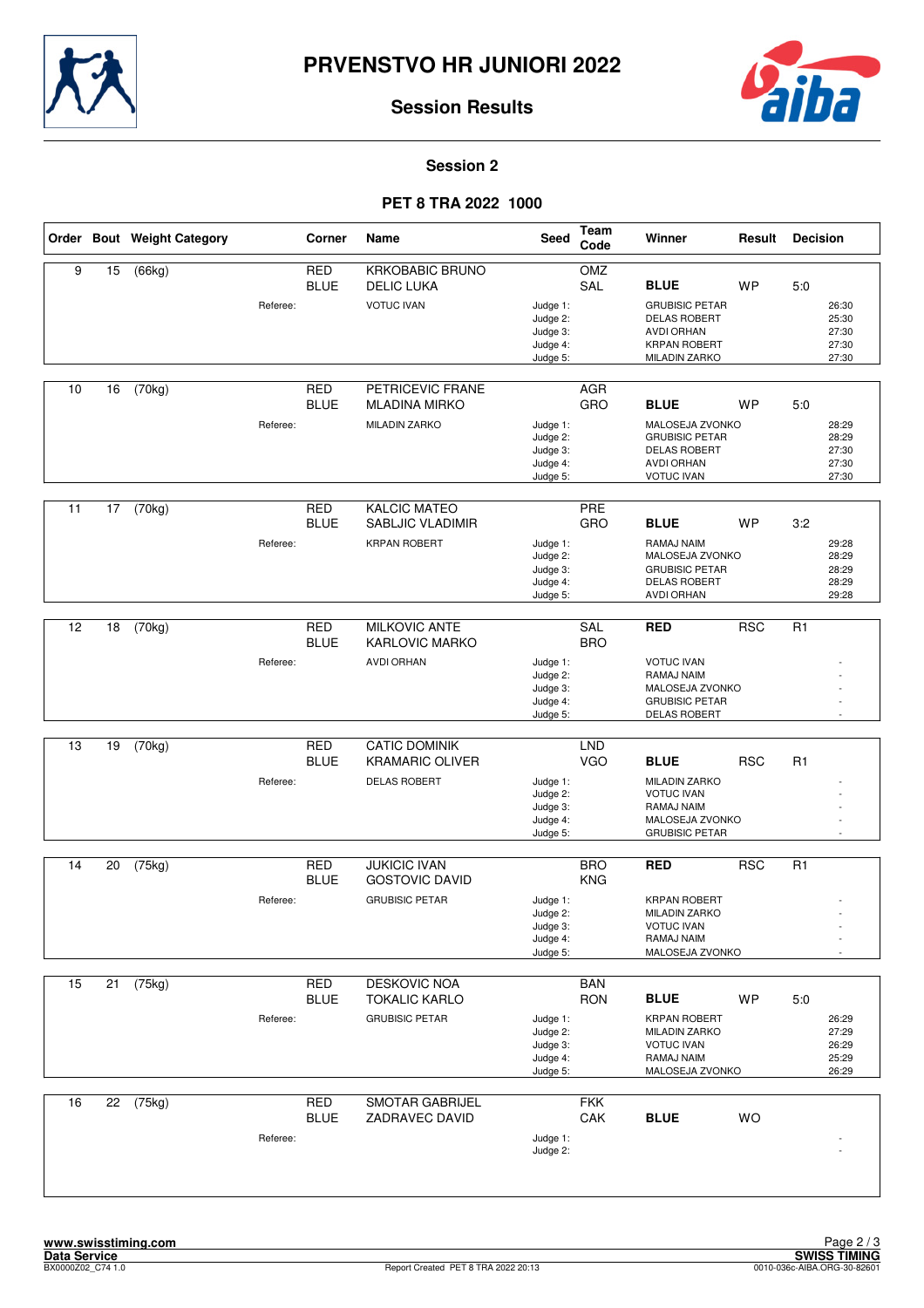# PRVENSTVO HR JUNIORI 2022

## Session Results

### Session 2

### PET 8 TRA 2022 1000

| Order | Bout | Weight Category | Corner | Name | Seed | Team Code | Winner | Result | Decision |
|---|---|---|---|---|---|---|---|---|---|
| 9 | 15 | (66kg) | RED | KRKOBABIC BRUNO | | OMZ | | | |
| | | | BLUE | DELIC LUKA | | SAL | **BLUE** | WP | 5:0 |
| | | Referee: | | VOTUC IVAN | Judge 1: | | GRUBISIC PETAR | | 26:30 |
| | | | | | Judge 2: | | DELAS ROBERT | | 25:30 |
| | | | | | Judge 3: | | AVDI ORHAN | | 27:30 |
| | | | | | Judge 4: | | KRPAN ROBERT | | 27:30 |
| | | | | | Judge 5: | | MILADIN ZARKO | | 27:30 |
| 10 | 16 | (70kg) | RED | PETRICEVIC FRANE | | AGR | | | |
| | | | BLUE | MLADINA MIRKO | | GRO | **BLUE** | WP | 5:0 |
| | | Referee: | | MILADIN ZARKO | Judge 1: | | MALOSEJA ZVONKO | | 28:29 |
| | | | | | Judge 2: | | GRUBISIC PETAR | | 28:29 |
| | | | | | Judge 3: | | DELAS ROBERT | | 27:30 |
| | | | | | Judge 4: | | AVDI ORHAN | | 27:30 |
| | | | | | Judge 5: | | VOTUC IVAN | | 27:30 |
| 11 | 17 | (70kg) | RED | KALCIC MATEO | | PRE | | | |
| | | | BLUE | SABLJIC VLADIMIR | | GRO | **BLUE** | WP | 3:2 |
| | | Referee: | | KRPAN ROBERT | Judge 1: | | RAMAJ NAIM | | 29:28 |
| | | | | | Judge 2: | | MALOSEJA ZVONKO | | 28:29 |
| | | | | | Judge 3: | | GRUBISIC PETAR | | 28:29 |
| | | | | | Judge 4: | | DELAS ROBERT | | 28:29 |
| | | | | | Judge 5: | | AVDI ORHAN | | 29:28 |
| 12 | 18 | (70kg) | RED | MILKOVIC ANTE | | SAL | **RED** | RSC | R1 |
| | | | BLUE | KARLOVIC MARKO | | BRO | | | |
| | | Referee: | | AVDI ORHAN | Judge 1: | | VOTUC IVAN | | - |
| | | | | | Judge 2: | | RAMAJ NAIM | | - |
| | | | | | Judge 3: | | MALOSEJA ZVONKO | | - |
| | | | | | Judge 4: | | GRUBISIC PETAR | | - |
| | | | | | Judge 5: | | DELAS ROBERT | | - |
| 13 | 19 | (70kg) | RED | CATIC DOMINIK | | LND | | | |
| | | | BLUE | KRAMARIC OLIVER | | VGO | **BLUE** | RSC | R1 |
| | | Referee: | | DELAS ROBERT | Judge 1: | | MILADIN ZARKO | | - |
| | | | | | Judge 2: | | VOTUC IVAN | | - |
| | | | | | Judge 3: | | RAMAJ NAIM | | - |
| | | | | | Judge 4: | | MALOSEJA ZVONKO | | - |
| | | | | | Judge 5: | | GRUBISIC PETAR | | - |
| 14 | 20 | (75kg) | RED | JUKICIC IVAN | | BRO | **RED** | RSC | R1 |
| | | | BLUE | GOSTOVIC DAVID | | KNG | | | |
| | | Referee: | | GRUBISIC PETAR | Judge 1: | | KRPAN ROBERT | | - |
| | | | | | Judge 2: | | MILADIN ZARKO | | - |
| | | | | | Judge 3: | | VOTUC IVAN | | - |
| | | | | | Judge 4: | | RAMAJ NAIM | | - |
| | | | | | Judge 5: | | MALOSEJA ZVONKO | | - |
| 15 | 21 | (75kg) | RED | DESKOVIC NOA | | BAN | | | |
| | | | BLUE | TOKALIC KARLO | | RON | **BLUE** | WP | 5:0 |
| | | Referee: | | GRUBISIC PETAR | Judge 1: | | KRPAN ROBERT | | 26:29 |
| | | | | | Judge 2: | | MILADIN ZARKO | | 27:29 |
| | | | | | Judge 3: | | VOTUC IVAN | | 26:29 |
| | | | | | Judge 4: | | RAMAJ NAIM | | 25:29 |
| | | | | | Judge 5: | | MALOSEJA ZVONKO | | 26:29 |
| 16 | 22 | (75kg) | RED | SMOTAR GABRIJEL | | FKK | | | |
| | | | BLUE | ZADRAVEC DAVID | | CAK | **BLUE** | WO | |
| | | Referee: | | | Judge 1: | | | | - |
| | | | | | Judge 2: | | | | - |

www.swisstiming.com
Data Service
BX0000Z02_C74 1.0

Report Created PET 8 TRA 2022 20:13

SWISS TIMING
0010-036c-AIBA.ORG-30-82601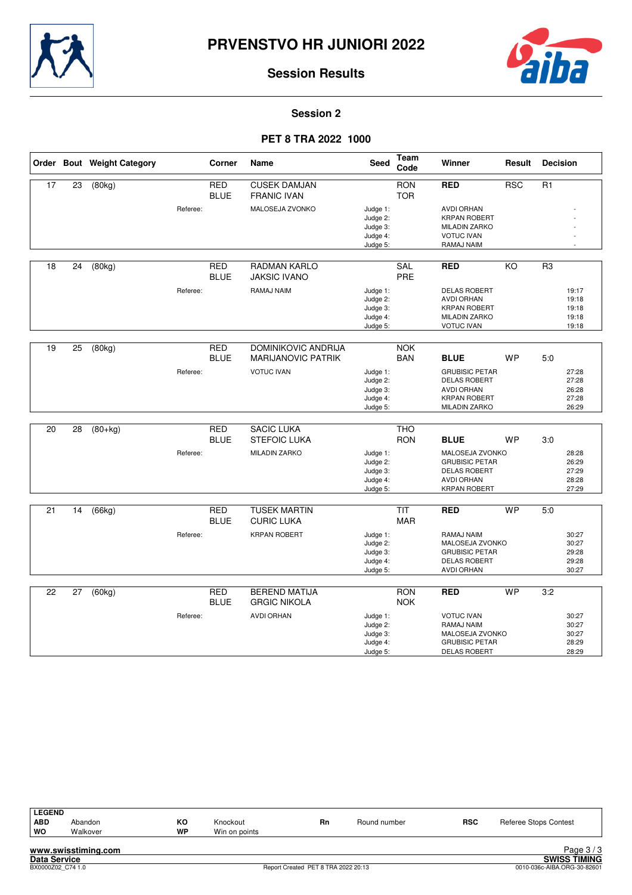# PRVENSTVO HR JUNIORI 2022

## Session Results

### Session 2

### PET 8 TRA 2022 1000

| Order | Bout | Weight Category | | Corner | Name | Seed | Team Code | Winner | Result | Decision |
|---|---|---|---|---|---|---|---|---|---|---|
| 17 | 23 | (80kg) | | RED | CUSEK DAMJAN | | RON | **RED** | RSC | R1 |
| | | | | BLUE | FRANIC IVAN | | TOR | | | |
| | | | Referee: | | MALOSEJA ZVONKO | Judge 1: | | AVDI ORHAN | | - |
| | | | | | | Judge 2: | | KRPAN ROBERT | | - |
| | | | | | | Judge 3: | | MILADIN ZARKO | | - |
| | | | | | | Judge 4: | | VOTUC IVAN | | - |
| | | | | | | Judge 5: | | RAMAJ NAIM | | - |
| 18 | 24 | (80kg) | | RED | RADMAN KARLO | | SAL | **RED** | KO | R3 |
| | | | | BLUE | JAKSIC IVANO | | PRE | | | |
| | | | Referee: | | RAMAJ NAIM | Judge 1: | | DELAS ROBERT | | 19:17 |
| | | | | | | Judge 2: | | AVDI ORHAN | | 19:18 |
| | | | | | | Judge 3: | | KRPAN ROBERT | | 19:18 |
| | | | | | | Judge 4: | | MILADIN ZARKO | | 19:18 |
| | | | | | | Judge 5: | | VOTUC IVAN | | 19:18 |
| 19 | 25 | (80kg) | | RED | DOMINIKOVIC ANDRIJA | | NOK | | | |
| | | | | BLUE | MARIJANOVIC PATRIK | | BAN | **BLUE** | WP | 5:0 |
| | | | Referee: | | VOTUC IVAN | Judge 1: | | GRUBISIC PETAR | | 27:28 |
| | | | | | | Judge 2: | | DELAS ROBERT | | 27:28 |
| | | | | | | Judge 3: | | AVDI ORHAN | | 26:28 |
| | | | | | | Judge 4: | | KRPAN ROBERT | | 27:28 |
| | | | | | | Judge 5: | | MILADIN ZARKO | | 26:29 |
| 20 | 28 | (80+kg) | | RED | SACIC LUKA | | THO | | | |
| | | | | BLUE | STEFOIC LUKA | | RON | **BLUE** | WP | 3:0 |
| | | | Referee: | | MILADIN ZARKO | Judge 1: | | MALOSEJA ZVONKO | | 28:28 |
| | | | | | | Judge 2: | | GRUBISIC PETAR | | 26:29 |
| | | | | | | Judge 3: | | DELAS ROBERT | | 27:29 |
| | | | | | | Judge 4: | | AVDI ORHAN | | 28:28 |
| | | | | | | Judge 5: | | KRPAN ROBERT | | 27:29 |
| 21 | 14 | (66kg) | | RED | TUSEK MARTIN | | TIT | **RED** | WP | 5:0 |
| | | | | BLUE | CURIC LUKA | | MAR | | | |
| | | | Referee: | | KRPAN ROBERT | Judge 1: | | RAMAJ NAIM | | 30:27 |
| | | | | | | Judge 2: | | MALOSEJA ZVONKO | | 30:27 |
| | | | | | | Judge 3: | | GRUBISIC PETAR | | 29:28 |
| | | | | | | Judge 4: | | DELAS ROBERT | | 29:28 |
| | | | | | | Judge 5: | | AVDI ORHAN | | 30:27 |
| 22 | 27 | (60kg) | | RED | BEREND MATIJA | | RON | **RED** | WP | 3:2 |
| | | | | BLUE | GRGIC NIKOLA | | NOK | | | |
| | | | Referee: | | AVDI ORHAN | Judge 1: | | VOTUC IVAN | | 30:27 |
| | | | | | | Judge 2: | | RAMAJ NAIM | | 30:27 |
| | | | | | | Judge 3: | | MALOSEJA ZVONKO | | 30:27 |
| | | | | | | Judge 4: | | GRUBISIC PETAR | | 28:29 |
| | | | | | | Judge 5: | | DELAS ROBERT | | 28:29 |

| LEGEND | | | | | | | |
|---|---|---|---|---|---|---|---|
| ABD | Abandon | KO | Knockout | Rn | Round number | RSC | Referee Stops Contest |
| WO | Walkover | WP | Win on points | | | | |

www.swisstiming.com
Data Service
BX0000Z02_C74 1.0

Report Created PET 8 TRA 2022 20:13

SWISS TIMING
0010-036c-AIBA.ORG-30-82601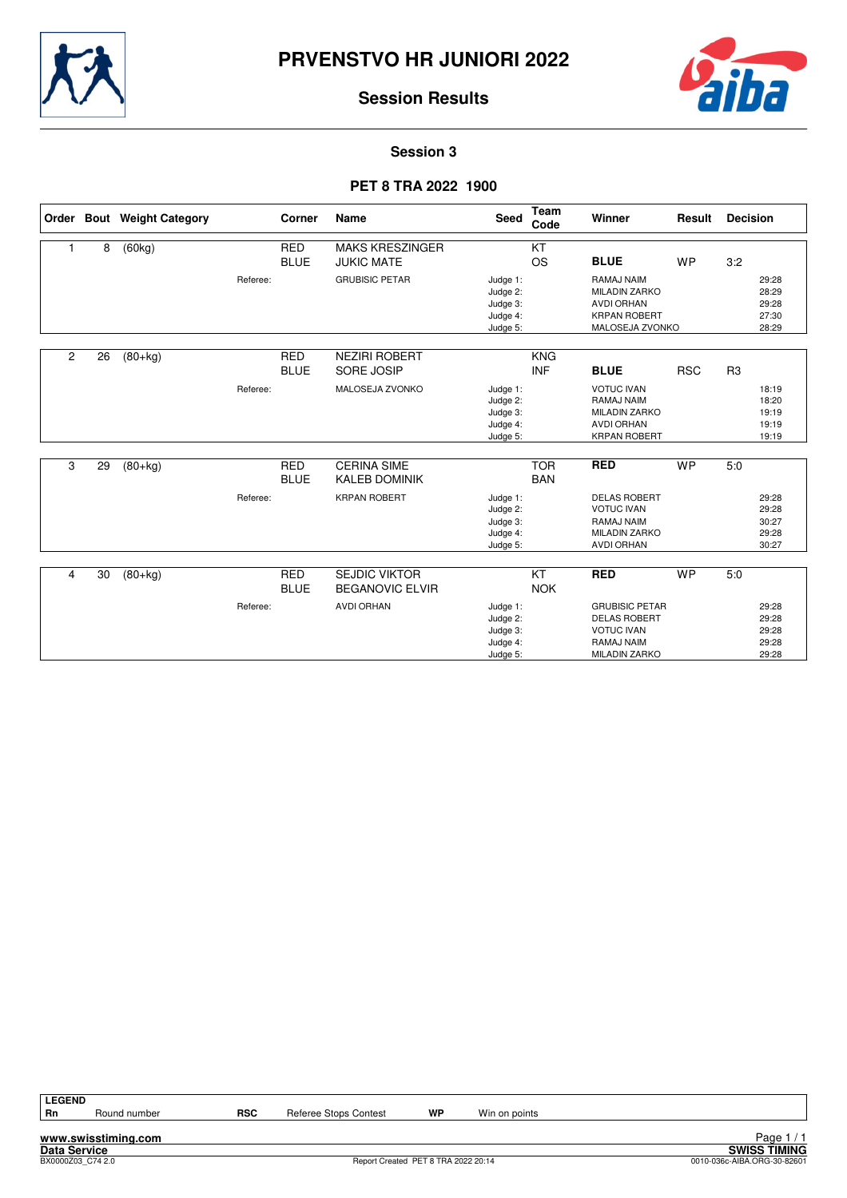# PRVENSTVO HR JUNIORI 2022

## Session Results

### Session 3

### PET 8 TRA 2022 1900

| Order | Bout | Weight Category | Corner | Name | Seed | Team Code | Winner | Result | Decision |
|---|---|---|---|---|---|---|---|---|---|
| 1 | 8 | (60kg) | RED | MAKS KRESZINGER | | KT | | | |
| | | | BLUE | JUKIC MATE | | OS | **BLUE** | WP | 3:2 |
| | | Referee: | | GRUBISIC PETAR | Judge 1: | | RAMAJ NAIM | | 29:28 |
| | | | | | Judge 2: | | MILADIN ZARKO | | 28:29 |
| | | | | | Judge 3: | | AVDI ORHAN | | 29:28 |
| | | | | | Judge 4: | | KRPAN ROBERT | | 27:30 |
| | | | | | Judge 5: | | MALOSEJA ZVONKO | | 28:29 |
| 2 | 26 | (80+kg) | RED | NEZIRI ROBERT | | KNG | | | |
| | | | BLUE | SORE JOSIP | | INF | **BLUE** | RSC | R3 |
| | | Referee: | | MALOSEJA ZVONKO | Judge 1: | | VOTUC IVAN | | 18:19 |
| | | | | | Judge 2: | | RAMAJ NAIM | | 18:20 |
| | | | | | Judge 3: | | MILADIN ZARKO | | 19:19 |
| | | | | | Judge 4: | | AVDI ORHAN | | 19:19 |
| | | | | | Judge 5: | | KRPAN ROBERT | | 19:19 |
| 3 | 29 | (80+kg) | RED | CERINA SIME | | TOR | **RED** | WP | 5:0 |
| | | | BLUE | KALEB DOMINIK | | BAN | | | |
| | | Referee: | | KRPAN ROBERT | Judge 1: | | DELAS ROBERT | | 29:28 |
| | | | | | Judge 2: | | VOTUC IVAN | | 29:28 |
| | | | | | Judge 3: | | RAMAJ NAIM | | 30:27 |
| | | | | | Judge 4: | | MILADIN ZARKO | | 29:28 |
| | | | | | Judge 5: | | AVDI ORHAN | | 30:27 |
| 4 | 30 | (80+kg) | RED | SEJDIC VIKTOR | | KT | **RED** | WP | 5:0 |
| | | | BLUE | BEGANOVIC ELVIR | | NOK | | | |
| | | Referee: | | AVDI ORHAN | Judge 1: | | GRUBISIC PETAR | | 29:28 |
| | | | | | Judge 2: | | DELAS ROBERT | | 29:28 |
| | | | | | Judge 3: | | VOTUC IVAN | | 29:28 |
| | | | | | Judge 4: | | RAMAJ NAIM | | 29:28 |
| | | | | | Judge 5: | | MILADIN ZARKO | | 29:28 |

**LEGEND**

| Rn | Round number | RSC | Referee Stops Contest | WP | Win on points |
|---|---|---|---|---|---|

www.swisstiming.com
Data Service
BX0000Z03_C74 2.0

Report Created PET 8 TRA 2022 20:14

SWISS TIMING
0010-036c-AIBA.ORG-30-82601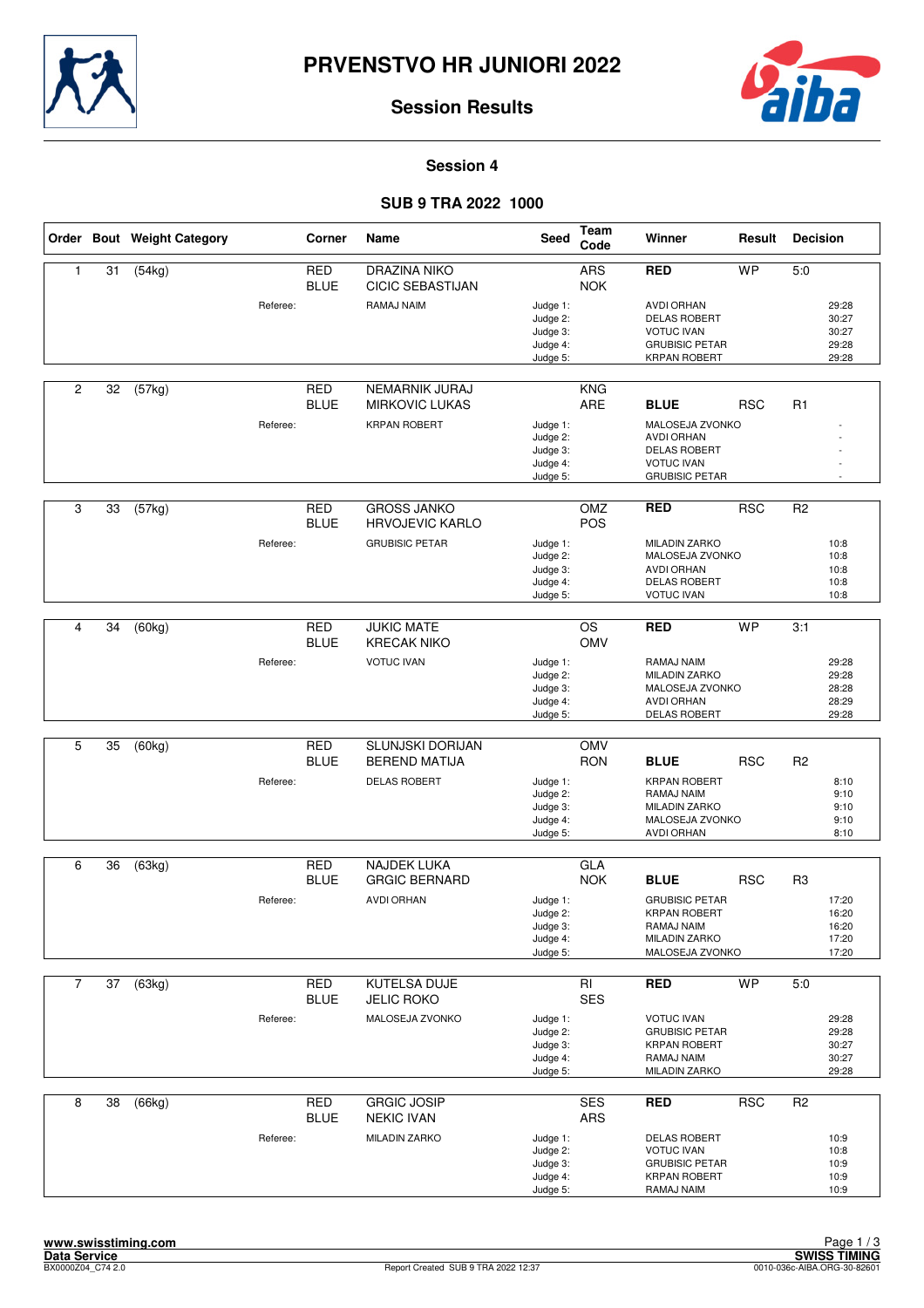# PRVENSTVO HR JUNIORI 2022

## Session Results

### Session 4

### SUB 9 TRA 2022 1000

| Order | Bout | Weight Category | Corner | Name | Seed | Team Code | Winner | Result | Decision |
|---|---|---|---|---|---|---|---|---|---|
| 1 | 31 | (54kg) | RED | DRAZINA NIKO | | ARS | RED | WP | 5:0 |
| | | | BLUE | CICIC SEBASTIJAN | | NOK | | | |
| | | Referee: | | RAMAJ NAIM | Judge 1: | | AVDI ORHAN | | 29:28 |
| | | | | | Judge 2: | | DELAS ROBERT | | 30:27 |
| | | | | | Judge 3: | | VOTUC IVAN | | 30:27 |
| | | | | | Judge 4: | | GRUBISIC PETAR | | 29:28 |
| | | | | | Judge 5: | | KRPAN ROBERT | | 29:28 |
| 2 | 32 | (57kg) | RED | NEMARNIK JURAJ | | KNG | | | |
| | | | BLUE | MIRKOVIC LUKAS | | ARE | BLUE | RSC | R1 |
| | | Referee: | | KRPAN ROBERT | Judge 1: | | MALOSEJA ZVONKO | | - |
| | | | | | Judge 2: | | AVDI ORHAN | | - |
| | | | | | Judge 3: | | DELAS ROBERT | | - |
| | | | | | Judge 4: | | VOTUC IVAN | | - |
| | | | | | Judge 5: | | GRUBISIC PETAR | | - |
| 3 | 33 | (57kg) | RED | GROSS JANKO | | OMZ | RED | RSC | R2 |
| | | | BLUE | HRVOJEVIC KARLO | | POS | | | |
| | | Referee: | | GRUBISIC PETAR | Judge 1: | | MILADIN ZARKO | | 10:8 |
| | | | | | Judge 2: | | MALOSEJA ZVONKO | | 10:8 |
| | | | | | Judge 3: | | AVDI ORHAN | | 10:8 |
| | | | | | Judge 4: | | DELAS ROBERT | | 10:8 |
| | | | | | Judge 5: | | VOTUC IVAN | | 10:8 |
| 4 | 34 | (60kg) | RED | JUKIC MATE | | OS | RED | WP | 3:1 |
| | | | BLUE | KRECAK NIKO | | OMV | | | |
| | | Referee: | | VOTUC IVAN | Judge 1: | | RAMAJ NAIM | | 29:28 |
| | | | | | Judge 2: | | MILADIN ZARKO | | 29:28 |
| | | | | | Judge 3: | | MALOSEJA ZVONKO | | 28:28 |
| | | | | | Judge 4: | | AVDI ORHAN | | 28:29 |
| | | | | | Judge 5: | | DELAS ROBERT | | 29:28 |
| 5 | 35 | (60kg) | RED | SLUNJSKI DORIJAN | | OMV | | | |
| | | | BLUE | BEREND MATIJA | | RON | BLUE | RSC | R2 |
| | | Referee: | | DELAS ROBERT | Judge 1: | | KRPAN ROBERT | | 8:10 |
| | | | | | Judge 2: | | RAMAJ NAIM | | 9:10 |
| | | | | | Judge 3: | | MILADIN ZARKO | | 9:10 |
| | | | | | Judge 4: | | MALOSEJA ZVONKO | | 9:10 |
| | | | | | Judge 5: | | AVDI ORHAN | | 8:10 |
| 6 | 36 | (63kg) | RED | NAJDEK LUKA | | GLA | | | |
| | | | BLUE | GRGIC BERNARD | | NOK | BLUE | RSC | R3 |
| | | Referee: | | AVDI ORHAN | Judge 1: | | GRUBISIC PETAR | | 17:20 |
| | | | | | Judge 2: | | KRPAN ROBERT | | 16:20 |
| | | | | | Judge 3: | | RAMAJ NAIM | | 16:20 |
| | | | | | Judge 4: | | MILADIN ZARKO | | 17:20 |
| | | | | | Judge 5: | | MALOSEJA ZVONKO | | 17:20 |
| 7 | 37 | (63kg) | RED | KUTELSA DUJE | | RI | RED | WP | 5:0 |
| | | | BLUE | JELIC ROKO | | SES | | | |
| | | Referee: | | MALOSEJA ZVONKO | Judge 1: | | VOTUC IVAN | | 29:28 |
| | | | | | Judge 2: | | GRUBISIC PETAR | | 29:28 |
| | | | | | Judge 3: | | KRPAN ROBERT | | 30:27 |
| | | | | | Judge 4: | | RAMAJ NAIM | | 30:27 |
| | | | | | Judge 5: | | MILADIN ZARKO | | 29:28 |
| 8 | 38 | (66kg) | RED | GRGIC JOSIP | | SES | RED | RSC | R2 |
| | | | BLUE | NEKIC IVAN | | ARS | | | |
| | | Referee: | | MILADIN ZARKO | Judge 1: | | DELAS ROBERT | | 10:9 |
| | | | | | Judge 2: | | VOTUC IVAN | | 10:8 |
| | | | | | Judge 3: | | GRUBISIC PETAR | | 10:9 |
| | | | | | Judge 4: | | KRPAN ROBERT | | 10:9 |
| | | | | | Judge 5: | | RAMAJ NAIM | | 10:9 |

www.swisstiming.com
Data Service
BX0000Z04_C74 2.0

Report Created SUB 9 TRA 2022 12:37

SWISS TIMING
0010-036c-AIBA.ORG-30-82601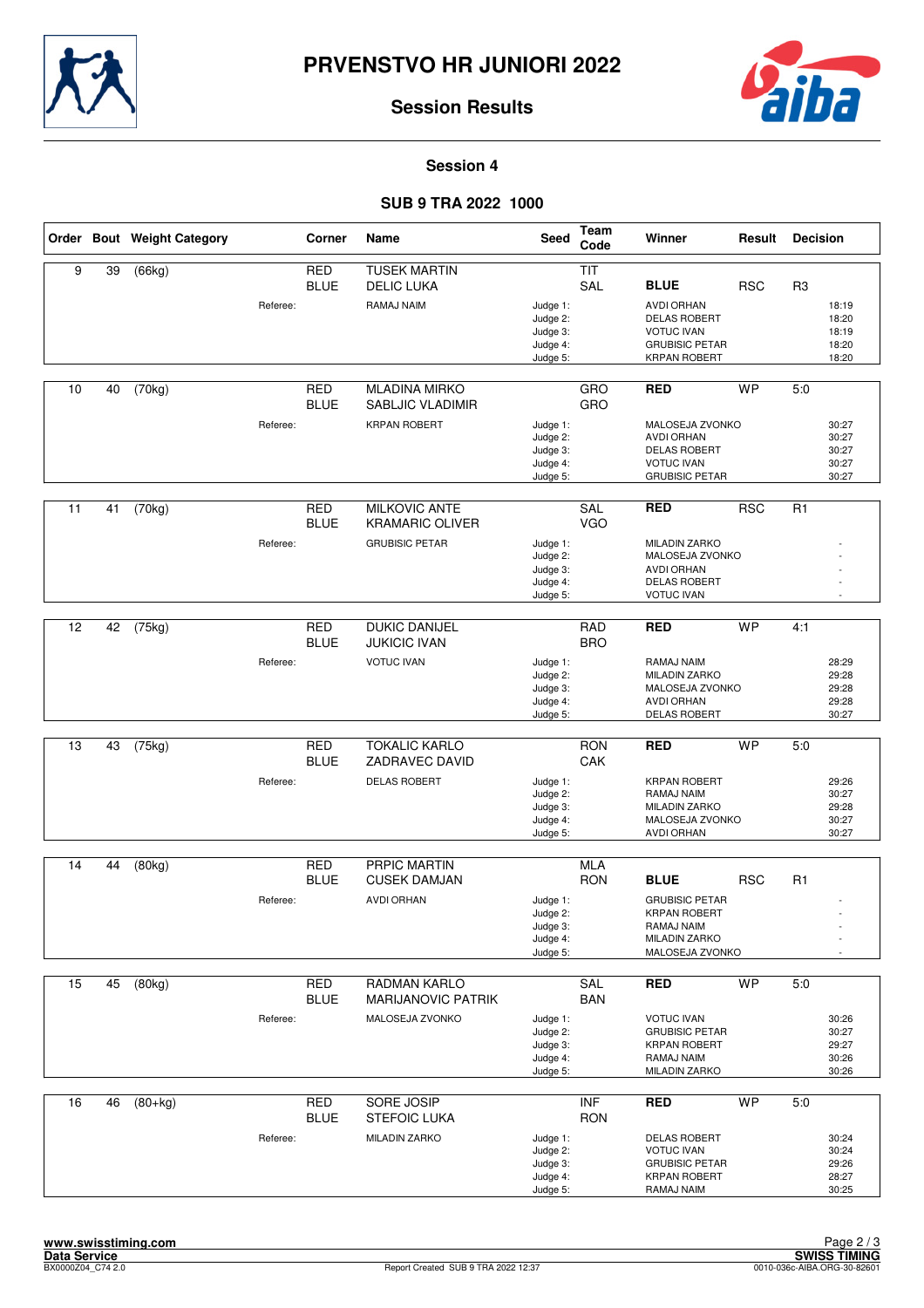# PRVENSTVO HR JUNIORI 2022

## Session Results

### Session 4

### SUB 9 TRA 2022 1000

| Order | Bout | Weight Category | Corner | Name | Seed | Team Code | Winner | Result | Decision |
|---|---|---|---|---|---|---|---|---|---|
| 9 | 39 | (66kg) | RED | TUSEK MARTIN | | TIT | | | |
| | | | BLUE | DELIC LUKA | | SAL | **BLUE** | RSC | R3 |
| | | Referee: | | RAMAJ NAIM | Judge 1: | | AVDI ORHAN | | 18:19 |
| | | | | | Judge 2: | | DELAS ROBERT | | 18:20 |
| | | | | | Judge 3: | | VOTUC IVAN | | 18:19 |
| | | | | | Judge 4: | | GRUBISIC PETAR | | 18:20 |
| | | | | | Judge 5: | | KRPAN ROBERT | | 18:20 |
| 10 | 40 | (70kg) | RED | MLADINA MIRKO | | GRO | **RED** | WP | 5:0 |
| | | | BLUE | SABLJIC VLADIMIR | | GRO | | | |
| | | Referee: | | KRPAN ROBERT | Judge 1: | | MALOSEJA ZVONKO | | 30:27 |
| | | | | | Judge 2: | | AVDI ORHAN | | 30:27 |
| | | | | | Judge 3: | | DELAS ROBERT | | 30:27 |
| | | | | | Judge 4: | | VOTUC IVAN | | 30:27 |
| | | | | | Judge 5: | | GRUBISIC PETAR | | 30:27 |
| 11 | 41 | (70kg) | RED | MILKOVIC ANTE | | SAL | **RED** | RSC | R1 |
| | | | BLUE | KRAMARIC OLIVER | | VGO | | | |
| | | Referee: | | GRUBISIC PETAR | Judge 1: | | MILADIN ZARKO | | - |
| | | | | | Judge 2: | | MALOSEJA ZVONKO | | - |
| | | | | | Judge 3: | | AVDI ORHAN | | - |
| | | | | | Judge 4: | | DELAS ROBERT | | - |
| | | | | | Judge 5: | | VOTUC IVAN | | - |
| 12 | 42 | (75kg) | RED | DUKIC DANIJEL | | RAD | **RED** | WP | 4:1 |
| | | | BLUE | JUKICIC IVAN | | BRO | | | |
| | | Referee: | | VOTUC IVAN | Judge 1: | | RAMAJ NAIM | | 28:29 |
| | | | | | Judge 2: | | MILADIN ZARKO | | 29:28 |
| | | | | | Judge 3: | | MALOSEJA ZVONKO | | 29:28 |
| | | | | | Judge 4: | | AVDI ORHAN | | 29:28 |
| | | | | | Judge 5: | | DELAS ROBERT | | 30:27 |
| 13 | 43 | (75kg) | RED | TOKALIC KARLO | | RON | **RED** | WP | 5:0 |
| | | | BLUE | ZADRAVEC DAVID | | CAK | | | |
| | | Referee: | | DELAS ROBERT | Judge 1: | | KRPAN ROBERT | | 29:26 |
| | | | | | Judge 2: | | RAMAJ NAIM | | 30:27 |
| | | | | | Judge 3: | | MILADIN ZARKO | | 29:28 |
| | | | | | Judge 4: | | MALOSEJA ZVONKO | | 30:27 |
| | | | | | Judge 5: | | AVDI ORHAN | | 30:27 |
| 14 | 44 | (80kg) | RED | PRPIC MARTIN | | MLA | | | |
| | | | BLUE | CUSEK DAMJAN | | RON | **BLUE** | RSC | R1 |
| | | Referee: | | AVDI ORHAN | Judge 1: | | GRUBISIC PETAR | | - |
| | | | | | Judge 2: | | KRPAN ROBERT | | - |
| | | | | | Judge 3: | | RAMAJ NAIM | | - |
| | | | | | Judge 4: | | MILADIN ZARKO | | - |
| | | | | | Judge 5: | | MALOSEJA ZVONKO | | - |
| 15 | 45 | (80kg) | RED | RADMAN KARLO | | SAL | **RED** | WP | 5:0 |
| | | | BLUE | MARIJANOVIC PATRIK | | BAN | | | |
| | | Referee: | | MALOSEJA ZVONKO | Judge 1: | | VOTUC IVAN | | 30:26 |
| | | | | | Judge 2: | | GRUBISIC PETAR | | 30:27 |
| | | | | | Judge 3: | | KRPAN ROBERT | | 29:27 |
| | | | | | Judge 4: | | RAMAJ NAIM | | 30:26 |
| | | | | | Judge 5: | | MILADIN ZARKO | | 30:26 |
| 16 | 46 | (80+kg) | RED | SORE JOSIP | | INF | **RED** | WP | 5:0 |
| | | | BLUE | STEFOIC LUKA | | RON | | | |
| | | Referee: | | MILADIN ZARKO | Judge 1: | | DELAS ROBERT | | 30:24 |
| | | | | | Judge 2: | | VOTUC IVAN | | 30:24 |
| | | | | | Judge 3: | | GRUBISIC PETAR | | 29:26 |
| | | | | | Judge 4: | | KRPAN ROBERT | | 28:27 |
| | | | | | Judge 5: | | RAMAJ NAIM | | 30:25 |

www.swisstiming.com
Data Service
BX0000Z04_C74 2.0 — Report Created SUB 9 TRA 2022 12:37 — SWISS TIMING 0010-036c-AIBA.ORG-30-82601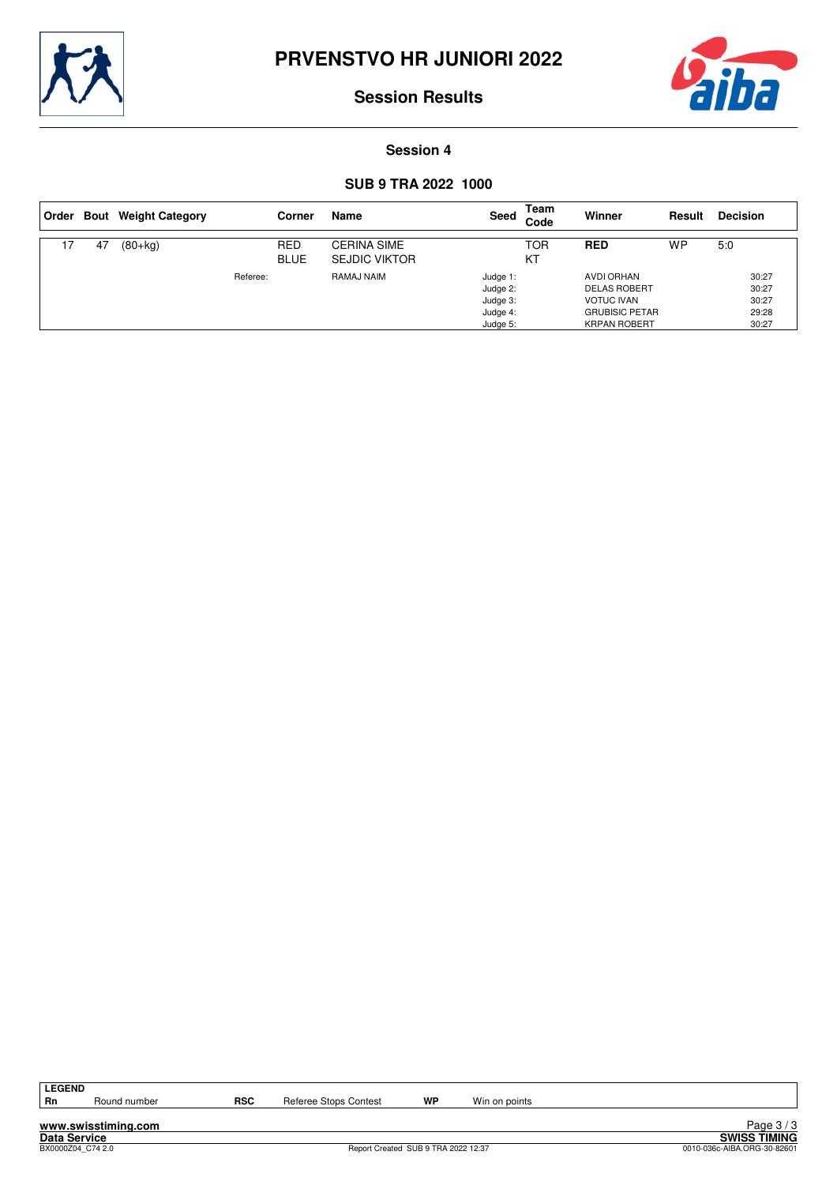# PRVENSTVO HR JUNIORI 2022

## Session Results

### Session 4

### SUB 9 TRA 2022  1000

| Order | Bout | Weight Category | Corner | Name | Seed | Team Code | Winner | Result | Decision |
|---|---|---|---|---|---|---|---|---|---|
| 17 | 47 | (80+kg) | RED | CERINA SIME | | TOR | **RED** | WP | 5:0 |
| | | | BLUE | SEJDIC VIKTOR | | KT | | | |
| | | Referee: | | RAMAJ NAIM | Judge 1: | | AVDI ORHAN | | 30:27 |
| | | | | | Judge 2: | | DELAS ROBERT | | 30:27 |
| | | | | | Judge 3: | | VOTUC IVAN | | 30:27 |
| | | | | | Judge 4: | | GRUBISIC PETAR | | 29:28 |
| | | | | | Judge 5: | | KRPAN ROBERT | | 30:27 |

**LEGEND**

| | | | | | |
|---|---|---|---|---|---|
| **Rn** | Round number | **RSC** | Referee Stops Contest | **WP** | Win on points |

www.swisstiming.com
Data Service
BX0000Z04_C74 2.0

Report Created SUB 9 TRA 2022 12:37

SWISS TIMING
0010-036c-AIBA.ORG-30-82601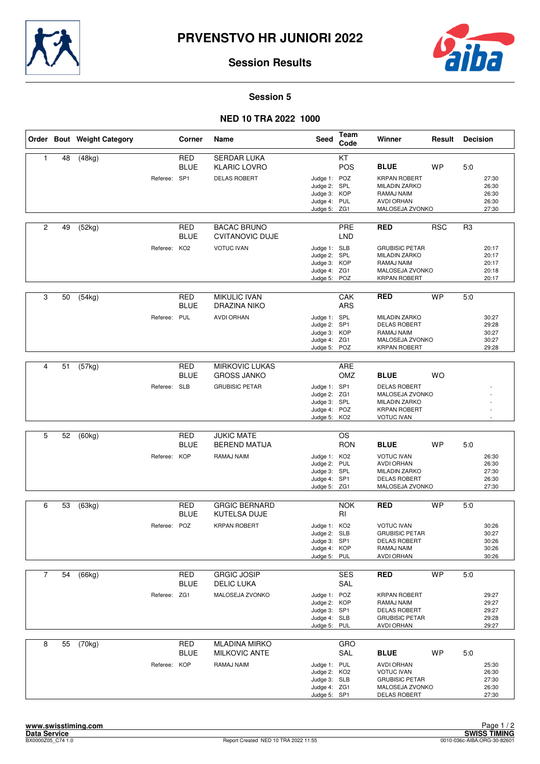# PRVENSTVO HR JUNIORI 2022

## Session Results

### Session 5

### NED 10 TRA 2022 1000

| Order | Bout | Weight Category | Corner | Name | Seed | Team Code | Winner | Result | Decision |
|---|---|---|---|---|---|---|---|---|---|
| 1 | 48 | (48kg) | RED | SERDAR LUKA | | KT | | | |
| | | | BLUE | KLARIC LOVRO | | POS | **BLUE** | WP | 5:0 |
| | | Referee: | SP1 | DELAS ROBERT | Judge 1: | POZ | KRPAN ROBERT | | 27:30 |
| | | | | | Judge 2: | SPL | MILADIN ZARKO | | 26:30 |
| | | | | | Judge 3: | KOP | RAMAJ NAIM | | 26:30 |
| | | | | | Judge 4: | PUL | AVDI ORHAN | | 26:30 |
| | | | | | Judge 5: | ZG1 | MALOSEJA ZVONKO | | 27:30 |
| 2 | 49 | (52kg) | RED | BACAC BRUNO | | PRE | **RED** | RSC | R3 |
| | | | BLUE | CVITANOVIC DUJE | | LND | | | |
| | | Referee: | KO2 | VOTUC IVAN | Judge 1: | SLB | GRUBISIC PETAR | | 20:17 |
| | | | | | Judge 2: | SPL | MILADIN ZARKO | | 20:17 |
| | | | | | Judge 3: | KOP | RAMAJ NAIM | | 20:17 |
| | | | | | Judge 4: | ZG1 | MALOSEJA ZVONKO | | 20:18 |
| | | | | | Judge 5: | POZ | KRPAN ROBERT | | 20:17 |
| 3 | 50 | (54kg) | RED | MIKULIC IVAN | | CAK | **RED** | WP | 5:0 |
| | | | BLUE | DRAZINA NIKO | | ARS | | | |
| | | Referee: | PUL | AVDI ORHAN | Judge 1: | SPL | MILADIN ZARKO | | 30:27 |
| | | | | | Judge 2: | SP1 | DELAS ROBERT | | 29:28 |
| | | | | | Judge 3: | KOP | RAMAJ NAIM | | 30:27 |
| | | | | | Judge 4: | ZG1 | MALOSEJA ZVONKO | | 30:27 |
| | | | | | Judge 5: | POZ | KRPAN ROBERT | | 29:28 |
| 4 | 51 | (57kg) | RED | MIRKOVIC LUKAS | | ARE | | | |
| | | | BLUE | GROSS JANKO | | OMZ | **BLUE** | WO | |
| | | Referee: | SLB | GRUBISIC PETAR | Judge 1: | SP1 | DELAS ROBERT | | - |
| | | | | | Judge 2: | ZG1 | MALOSEJA ZVONKO | | - |
| | | | | | Judge 3: | SPL | MILADIN ZARKO | | - |
| | | | | | Judge 4: | POZ | KRPAN ROBERT | | - |
| | | | | | Judge 5: | KO2 | VOTUC IVAN | | - |
| 5 | 52 | (60kg) | RED | JUKIC MATE | | OS | | | |
| | | | BLUE | BEREND MATIJA | | RON | **BLUE** | WP | 5:0 |
| | | Referee: | KOP | RAMAJ NAIM | Judge 1: | KO2 | VOTUC IVAN | | 26:30 |
| | | | | | Judge 2: | PUL | AVDI ORHAN | | 26:30 |
| | | | | | Judge 3: | SPL | MILADIN ZARKO | | 27:30 |
| | | | | | Judge 4: | SP1 | DELAS ROBERT | | 26:30 |
| | | | | | Judge 5: | ZG1 | MALOSEJA ZVONKO | | 27:30 |
| 6 | 53 | (63kg) | RED | GRGIC BERNARD | | NOK | **RED** | WP | 5:0 |
| | | | BLUE | KUTELSA DUJE | | RI | | | |
| | | Referee: | POZ | KRPAN ROBERT | Judge 1: | KO2 | VOTUC IVAN | | 30:26 |
| | | | | | Judge 2: | SLB | GRUBISIC PETAR | | 30:27 |
| | | | | | Judge 3: | SP1 | DELAS ROBERT | | 30:26 |
| | | | | | Judge 4: | KOP | RAMAJ NAIM | | 30:26 |
| | | | | | Judge 5: | PUL | AVDI ORHAN | | 30:26 |
| 7 | 54 | (66kg) | RED | GRGIC JOSIP | | SES | **RED** | WP | 5:0 |
| | | | BLUE | DELIC LUKA | | SAL | | | |
| | | Referee: | ZG1 | MALOSEJA ZVONKO | Judge 1: | POZ | KRPAN ROBERT | | 29:27 |
| | | | | | Judge 2: | KOP | RAMAJ NAIM | | 29:27 |
| | | | | | Judge 3: | SP1 | DELAS ROBERT | | 29:27 |
| | | | | | Judge 4: | SLB | GRUBISIC PETAR | | 29:28 |
| | | | | | Judge 5: | PUL | AVDI ORHAN | | 29:27 |
| 8 | 55 | (70kg) | RED | MLADINA MIRKO | | GRO | | | |
| | | | BLUE | MILKOVIC ANTE | | SAL | **BLUE** | WP | 5:0 |
| | | Referee: | KOP | RAMAJ NAIM | Judge 1: | PUL | AVDI ORHAN | | 25:30 |
| | | | | | Judge 2: | KO2 | VOTUC IVAN | | 26:30 |
| | | | | | Judge 3: | SLB | GRUBISIC PETAR | | 27:30 |
| | | | | | Judge 4: | ZG1 | MALOSEJA ZVONKO | | 26:30 |
| | | | | | Judge 5: | SP1 | DELAS ROBERT | | 27:30 |

www.swisstiming.com
Data Service
BX0000Z05_C74 1.0

Report Created NED 10 TRA 2022 11:55

SWISS TIMING
0010-036c-AIBA.ORG-30-82601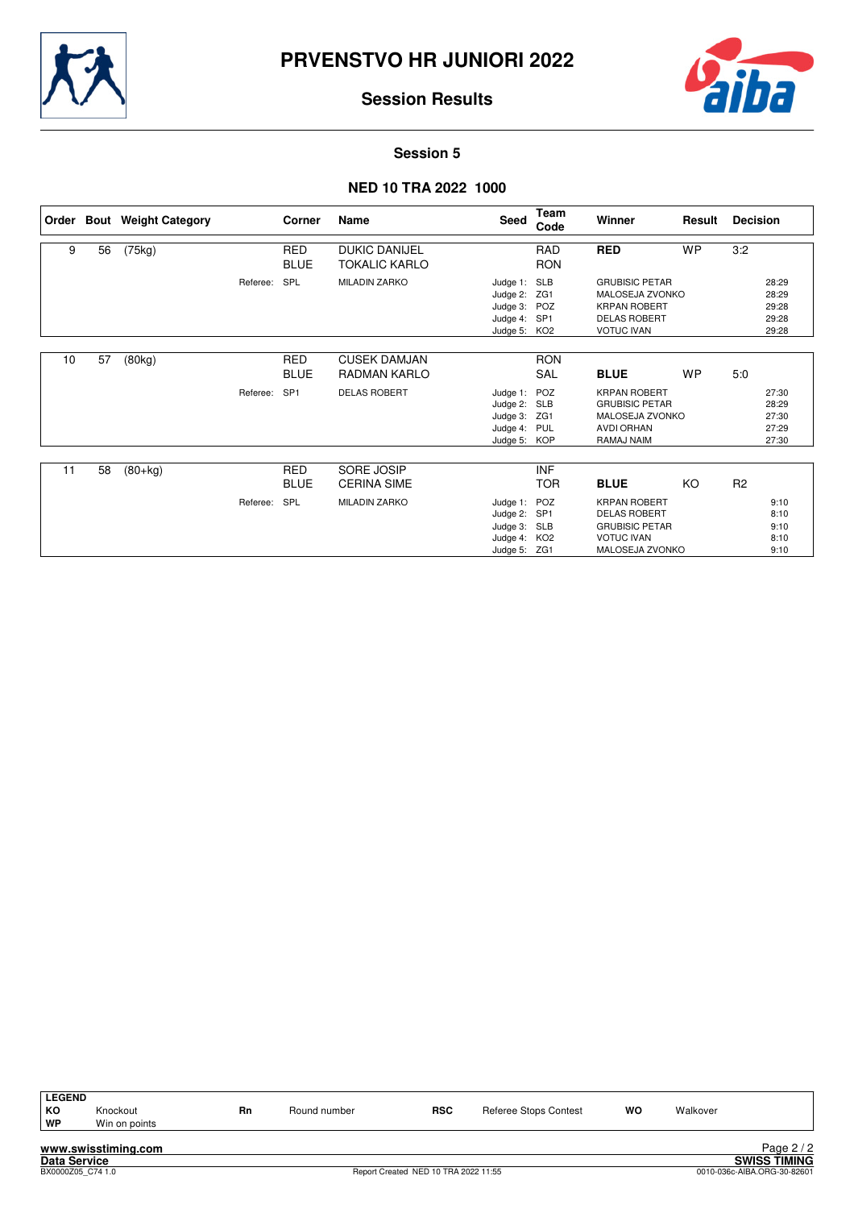# PRVENSTVO HR JUNIORI 2022

## Session Results

### Session 5

### NED 10 TRA 2022 1000

| Order | Bout | Weight Category | Corner | Name | Seed | Team Code | Winner | Result | Decision |
|---|---|---|---|---|---|---|---|---|---|
| 9 | 56 | (75kg) | RED | DUKIC DANIJEL | | RAD | **RED** | WP | 3:2 |
| | | | BLUE | TOKALIC KARLO | | RON | | | |
| | | Referee: | SPL | MILADIN ZARKO | Judge 1: | SLB | GRUBISIC PETAR | | 28:29 |
| | | | | | Judge 2: | ZG1 | MALOSEJA ZVONKO | | 28:29 |
| | | | | | Judge 3: | POZ | KRPAN ROBERT | | 29:28 |
| | | | | | Judge 4: | SP1 | DELAS ROBERT | | 29:28 |
| | | | | | Judge 5: | KO2 | VOTUC IVAN | | 29:28 |
| 10 | 57 | (80kg) | RED | CUSEK DAMJAN | | RON | | | |
| | | | BLUE | RADMAN KARLO | | SAL | **BLUE** | WP | 5:0 |
| | | Referee: | SP1 | DELAS ROBERT | Judge 1: | POZ | KRPAN ROBERT | | 27:30 |
| | | | | | Judge 2: | SLB | GRUBISIC PETAR | | 28:29 |
| | | | | | Judge 3: | ZG1 | MALOSEJA ZVONKO | | 27:30 |
| | | | | | Judge 4: | PUL | AVDI ORHAN | | 27:29 |
| | | | | | Judge 5: | KOP | RAMAJ NAIM | | 27:30 |
| 11 | 58 | (80+kg) | RED | SORE JOSIP | | INF | | | |
| | | | BLUE | CERINA SIME | | TOR | **BLUE** | KO | R2 |
| | | Referee: | SPL | MILADIN ZARKO | Judge 1: | POZ | KRPAN ROBERT | | 9:10 |
| | | | | | Judge 2: | SP1 | DELAS ROBERT | | 8:10 |
| | | | | | Judge 3: | SLB | GRUBISIC PETAR | | 9:10 |
| | | | | | Judge 4: | KO2 | VOTUC IVAN | | 8:10 |
| | | | | | Judge 5: | ZG1 | MALOSEJA ZVONKO | | 9:10 |

**LEGEND**

| | | | | | | | |
|---|---|---|---|---|---|---|---|
| **KO** | Knockout | **Rn** | Round number | **RSC** | Referee Stops Contest | **WO** | Walkover |
| **WP** | Win on points | | | | | | |

www.swisstiming.com
Data Service — SWISS TIMING
BX0000Z05_C74 1.0 — Report Created NED 10 TRA 2022 11:55 — 0010-036c-AIBA.ORG-30-82601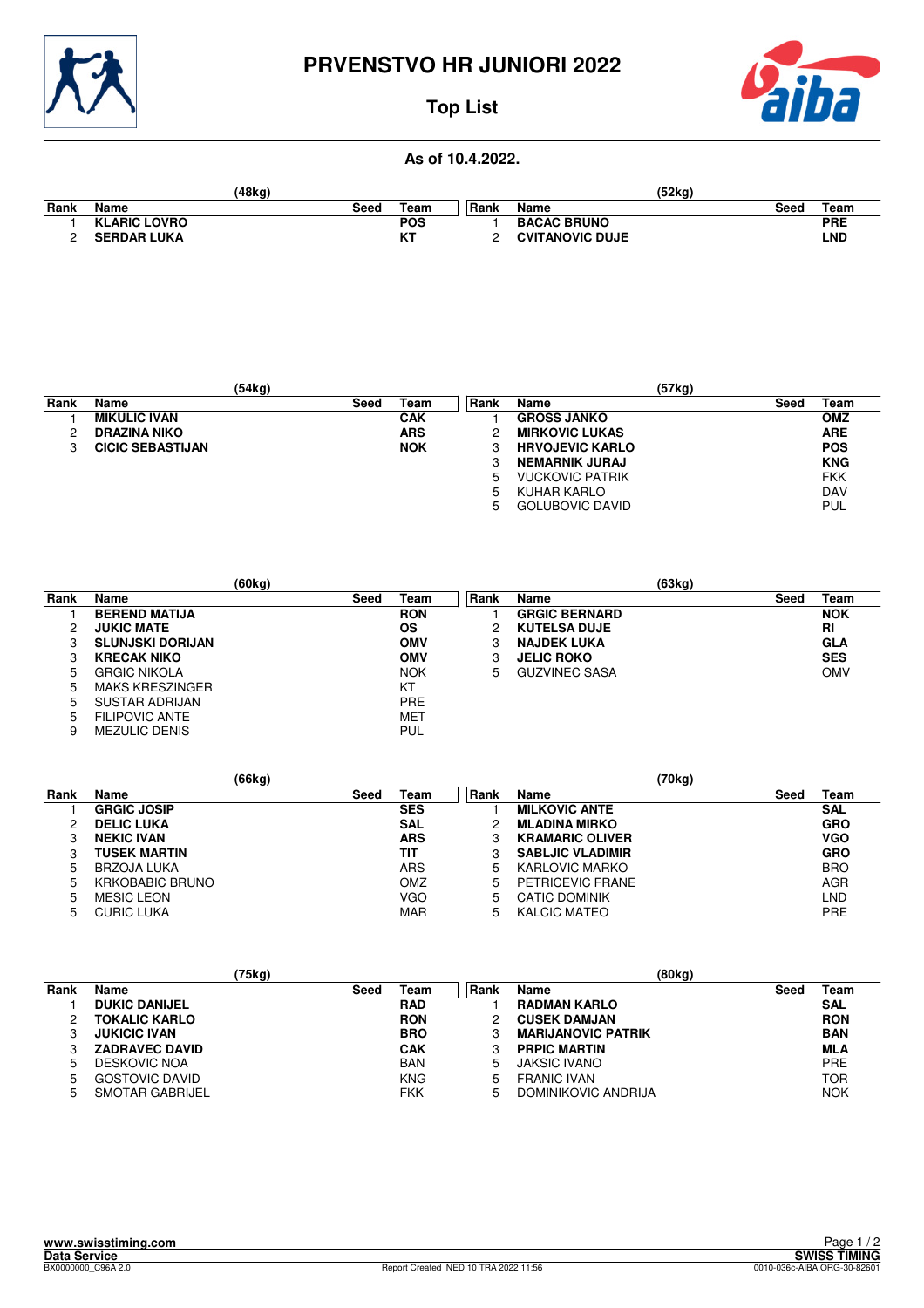# PRVENSTVO HR JUNIORI 2022

## Top List

### As of 10.4.2022.

**(48kg)**

| Rank | Name | Seed | Team |
|---|---|---|---|
| 1 | **KLARIC LOVRO** | | **POS** |
| 2 | **SERDAR LUKA** | | **KT** |

**(52kg)**

| Rank | Name | Seed | Team |
|---|---|---|---|
| 1 | **BACAC BRUNO** | | **PRE** |
| 2 | **CVITANOVIC DUJE** | | **LND** |

**(54kg)**

| Rank | Name | Seed | Team |
|---|---|---|---|
| 1 | **MIKULIC IVAN** | | **CAK** |
| 2 | **DRAZINA NIKO** | | **ARS** |
| 3 | **CICIC SEBASTIJAN** | | **NOK** |

**(57kg)**

| Rank | Name | Seed | Team |
|---|---|---|---|
| 1 | **GROSS JANKO** | | **OMZ** |
| 2 | **MIRKOVIC LUKAS** | | **ARE** |
| 3 | **HRVOJEVIC KARLO** | | **POS** |
| 3 | **NEMARNIK JURAJ** | | **KNG** |
| 5 | VUCKOVIC PATRIK | | FKK |
| 5 | KUHAR KARLO | | DAV |
| 5 | GOLUBOVIC DAVID | | PUL |

**(60kg)**

| Rank | Name | Seed | Team |
|---|---|---|---|
| 1 | **BEREND MATIJA** | | **RON** |
| 2 | **JUKIC MATE** | | **OS** |
| 3 | **SLUNJSKI DORIJAN** | | **OMV** |
| 3 | **KRECAK NIKO** | | **OMV** |
| 5 | GRGIC NIKOLA | | NOK |
| 5 | MAKS KRESZINGER | | KT |
| 5 | SUSTAR ADRIJAN | | PRE |
| 5 | FILIPOVIC ANTE | | MET |
| 9 | MEZULIC DENIS | | PUL |

**(63kg)**

| Rank | Name | Seed | Team |
|---|---|---|---|
| 1 | **GRGIC BERNARD** | | **NOK** |
| 2 | **KUTELSA DUJE** | | **RI** |
| 3 | **NAJDEK LUKA** | | **GLA** |
| 3 | **JELIC ROKO** | | **SES** |
| 5 | GUZVINEC SASA | | OMV |

**(66kg)**

| Rank | Name | Seed | Team |
|---|---|---|---|
| 1 | **GRGIC JOSIP** | | **SES** |
| 2 | **DELIC LUKA** | | **SAL** |
| 3 | **NEKIC IVAN** | | **ARS** |
| 3 | **TUSEK MARTIN** | | **TIT** |
| 5 | BRZOJA LUKA | | ARS |
| 5 | KRKOBABIC BRUNO | | OMZ |
| 5 | MESIC LEON | | VGO |
| 5 | CURIC LUKA | | MAR |

**(70kg)**

| Rank | Name | Seed | Team |
|---|---|---|---|
| 1 | **MILKOVIC ANTE** | | **SAL** |
| 2 | **MLADINA MIRKO** | | **GRO** |
| 3 | **KRAMARIC OLIVER** | | **VGO** |
| 3 | **SABLJIC VLADIMIR** | | **GRO** |
| 5 | KARLOVIC MARKO | | BRO |
| 5 | PETRICEVIC FRANE | | AGR |
| 5 | CATIC DOMINIK | | LND |
| 5 | KALCIC MATEO | | PRE |

**(75kg)**

| Rank | Name | Seed | Team |
|---|---|---|---|
| 1 | **DUKIC DANIJEL** | | **RAD** |
| 2 | **TOKALIC KARLO** | | **RON** |
| 3 | **JUKICIC IVAN** | | **BRO** |
| 3 | **ZADRAVEC DAVID** | | **CAK** |
| 5 | DESKOVIC NOA | | BAN |
| 5 | GOSTOVIC DAVID | | KNG |
| 5 | SMOTAR GABRIJEL | | FKK |

**(80kg)**

| Rank | Name | Seed | Team |
|---|---|---|---|
| 1 | **RADMAN KARLO** | | **SAL** |
| 2 | **CUSEK DAMJAN** | | **RON** |
| 3 | **MARIJANOVIC PATRIK** | | **BAN** |
| 3 | **PRPIC MARTIN** | | **MLA** |
| 5 | JAKSIC IVANO | | PRE |
| 5 | FRANIC IVAN | | TOR |
| 5 | DOMINIKOVIC ANDRIJA | | NOK |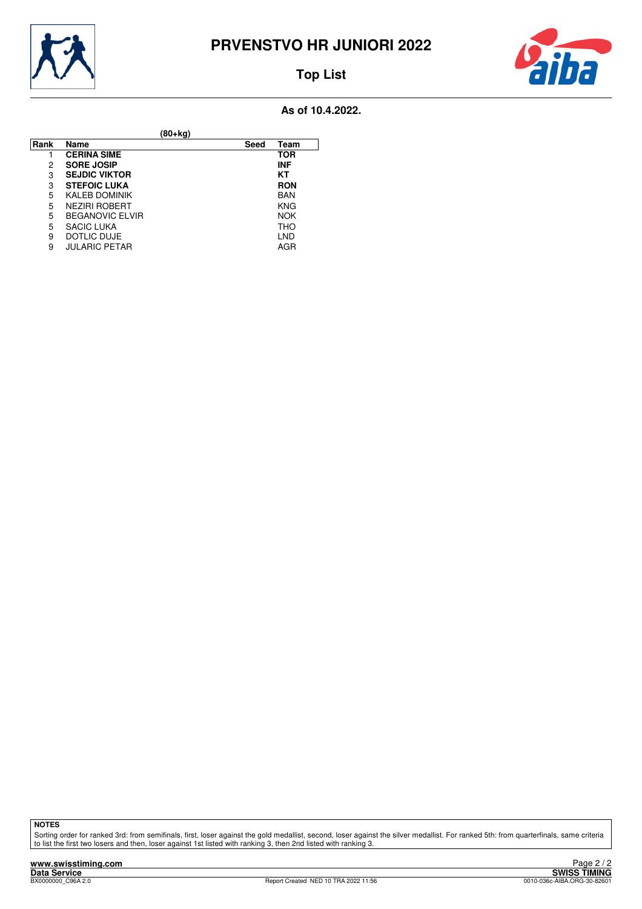# PRVENSTVO HR JUNIORI 2022

## Top List

**As of 10.4.2022.**

**(80+kg)**

| Rank | Name | Seed | Team |
|---|---|---|---|
| 1 | **CERINA SIME** | | **TOR** |
| 2 | **SORE JOSIP** | | **INF** |
| 3 | **SEJDIC VIKTOR** | | **KT** |
| 3 | **STEFOIC LUKA** | | **RON** |
| 5 | KALEB DOMINIK | | BAN |
| 5 | NEZIRI ROBERT | | KNG |
| 5 | BEGANOVIC ELVIR | | NOK |
| 5 | SACIC LUKA | | THO |
| 9 | DOTLIC DUJE | | LND |
| 9 | JULARIC PETAR | | AGR |

**NOTES**

Sorting order for ranked 3rd: from semifinals, first, loser against the gold medallist, second, loser against the silver medallist. For ranked 5th: from quarterfinals, same criteria to list the first two losers and then, loser against 1st listed with ranking 3, then 2nd listed with ranking 3.

**www.swisstiming.com**
**Data Service** **SWISS TIMING**
BX0000000_C96A 2.0 Report Created NED 10 TRA 2022 11:56 0010-036c-AIBA.ORG-30-82601